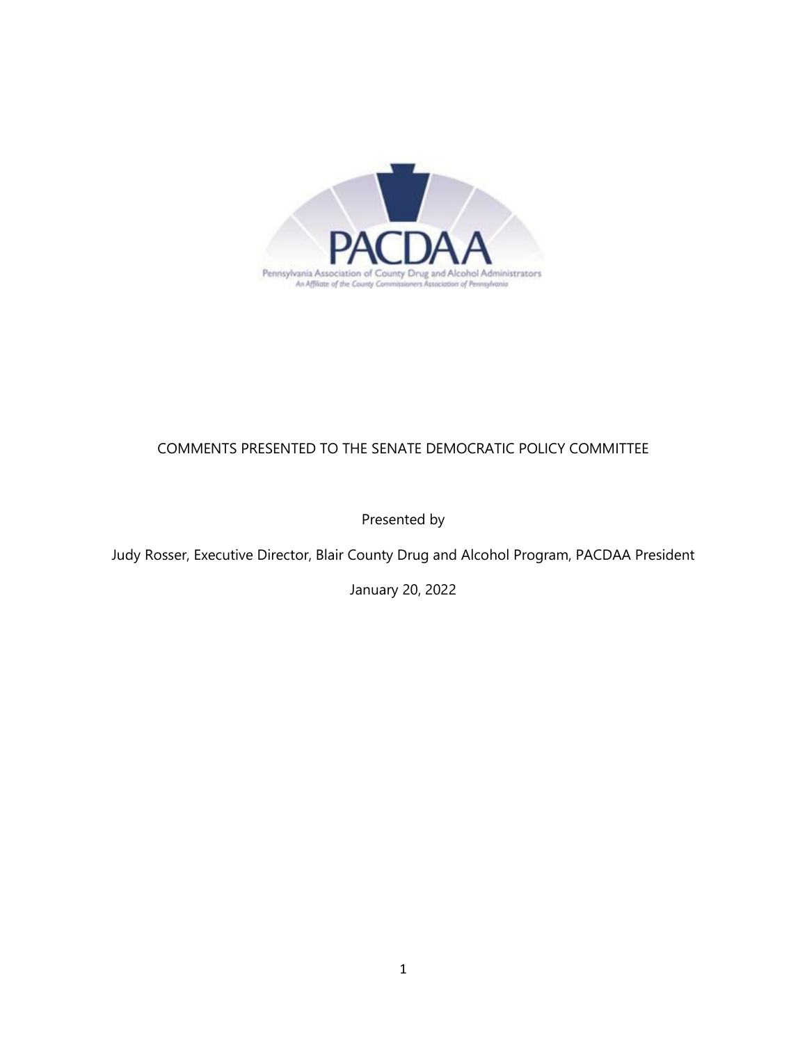PACDAA

Pennsylvania Association of County Drug and Alcohol Administrators

*An Affiliate of the County Commissioners Association of Pennsylvania*

COMMENTS PRESENTED TO THE SENATE DEMOCRATIC POLICY COMMITTEE

Presented by

Judy Rosser, Executive Director, Blair County Drug and Alcohol Program, PACDAA President

January 20, 2022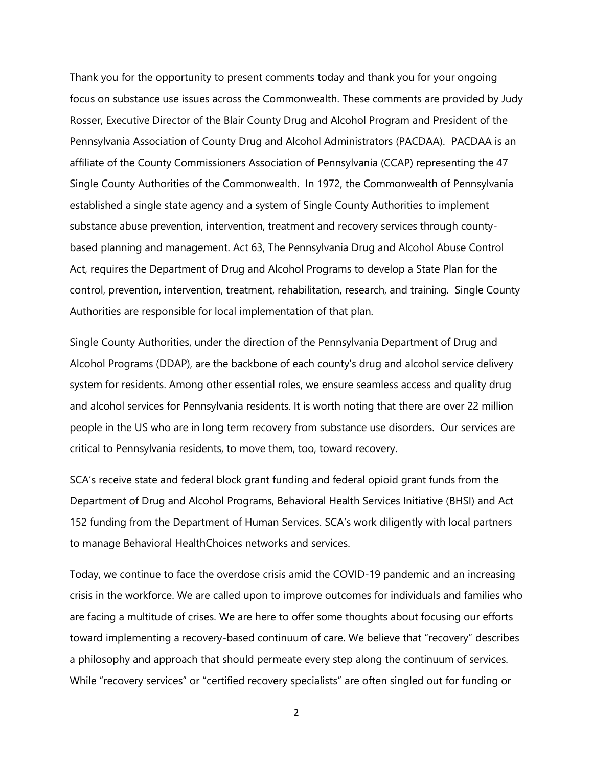Thank you for the opportunity to present comments today and thank you for your ongoing focus on substance use issues across the Commonwealth. These comments are provided by Judy Rosser, Executive Director of the Blair County Drug and Alcohol Program and President of the Pennsylvania Association of County Drug and Alcohol Administrators (PACDAA). PACDAA is an affiliate of the County Commissioners Association of Pennsylvania (CCAP) representing the 47 Single County Authorities of the Commonwealth. In 1972, the Commonwealth of Pennsylvania established a single state agency and a system of Single County Authorities to implement substance abuse prevention, intervention, treatment and recovery services through county-based planning and management. Act 63, The Pennsylvania Drug and Alcohol Abuse Control Act, requires the Department of Drug and Alcohol Programs to develop a State Plan for the control, prevention, intervention, treatment, rehabilitation, research, and training. Single County Authorities are responsible for local implementation of that plan.

Single County Authorities, under the direction of the Pennsylvania Department of Drug and Alcohol Programs (DDAP), are the backbone of each county's drug and alcohol service delivery system for residents. Among other essential roles, we ensure seamless access and quality drug and alcohol services for Pennsylvania residents. It is worth noting that there are over 22 million people in the US who are in long term recovery from substance use disorders. Our services are critical to Pennsylvania residents, to move them, too, toward recovery.

SCA's receive state and federal block grant funding and federal opioid grant funds from the Department of Drug and Alcohol Programs, Behavioral Health Services Initiative (BHSI) and Act 152 funding from the Department of Human Services. SCA's work diligently with local partners to manage Behavioral HealthChoices networks and services.

Today, we continue to face the overdose crisis amid the COVID-19 pandemic and an increasing crisis in the workforce. We are called upon to improve outcomes for individuals and families who are facing a multitude of crises. We are here to offer some thoughts about focusing our efforts toward implementing a recovery-based continuum of care. We believe that "recovery" describes a philosophy and approach that should permeate every step along the continuum of services. While "recovery services" or "certified recovery specialists" are often singled out for funding or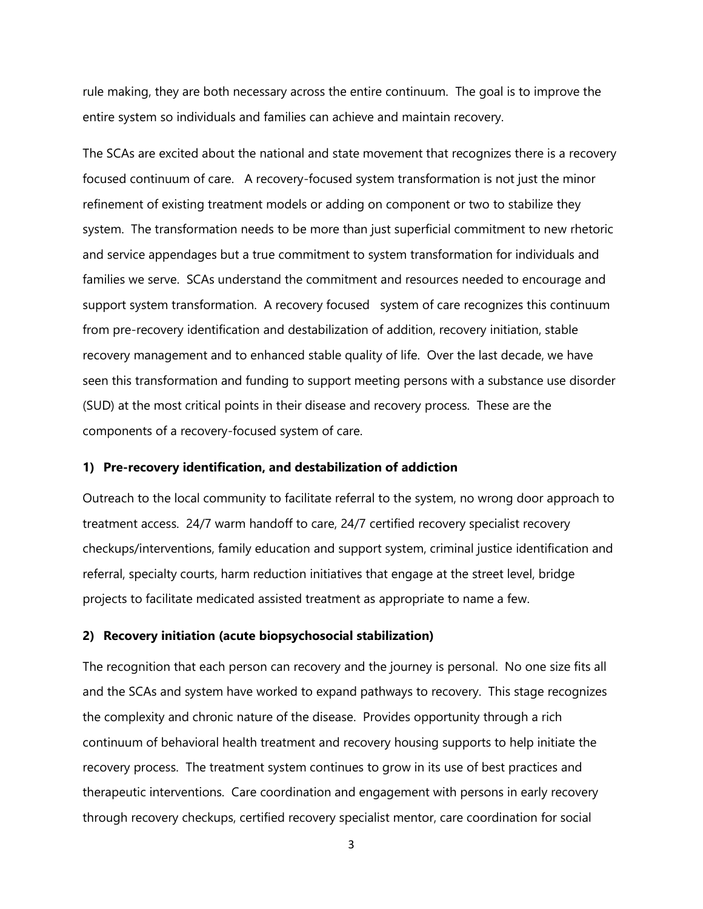rule making, they are both necessary across the entire continuum. The goal is to improve the entire system so individuals and families can achieve and maintain recovery.

The SCAs are excited about the national and state movement that recognizes there is a recovery focused continuum of care. A recovery-focused system transformation is not just the minor refinement of existing treatment models or adding on component or two to stabilize they system. The transformation needs to be more than just superficial commitment to new rhetoric and service appendages but a true commitment to system transformation for individuals and families we serve. SCAs understand the commitment and resources needed to encourage and support system transformation. A recovery focused system of care recognizes this continuum from pre-recovery identification and destabilization of addition, recovery initiation, stable recovery management and to enhanced stable quality of life. Over the last decade, we have seen this transformation and funding to support meeting persons with a substance use disorder (SUD) at the most critical points in their disease and recovery process. These are the components of a recovery-focused system of care.

**1) Pre-recovery identification, and destabilization of addiction**

Outreach to the local community to facilitate referral to the system, no wrong door approach to treatment access. 24/7 warm handoff to care, 24/7 certified recovery specialist recovery checkups/interventions, family education and support system, criminal justice identification and referral, specialty courts, harm reduction initiatives that engage at the street level, bridge projects to facilitate medicated assisted treatment as appropriate to name a few.

**2) Recovery initiation (acute biopsychosocial stabilization)**

The recognition that each person can recovery and the journey is personal. No one size fits all and the SCAs and system have worked to expand pathways to recovery. This stage recognizes the complexity and chronic nature of the disease. Provides opportunity through a rich continuum of behavioral health treatment and recovery housing supports to help initiate the recovery process. The treatment system continues to grow in its use of best practices and therapeutic interventions. Care coordination and engagement with persons in early recovery through recovery checkups, certified recovery specialist mentor, care coordination for social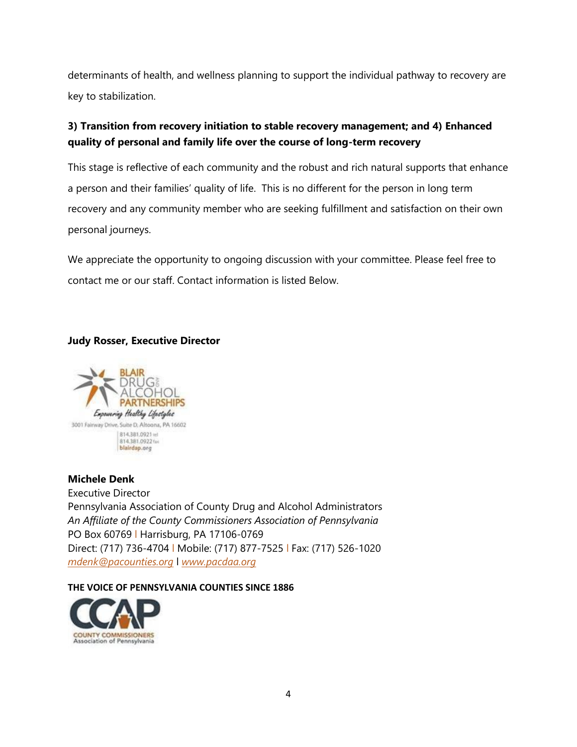determinants of health, and wellness planning to support the individual pathway to recovery are key to stabilization.

**3) Transition from recovery initiation to stable recovery management; and 4) Enhanced quality of personal and family life over the course of long-term recovery**

This stage is reflective of each community and the robust and rich natural supports that enhance a person and their families' quality of life. This is no different for the person in long term recovery and any community member who are seeking fulfillment and satisfaction on their own personal journeys.

We appreciate the opportunity to ongoing discussion with your committee. Please feel free to contact me or our staff. Contact information is listed Below.

**Judy Rosser, Executive Director**

BLAIR DRUG & ALCOHOL PARTNERSHIPS
*Empowering Healthy Lifestyles*
3001 Fairway Drive, Suite D, Altoona, PA 16602
814.381.0921 tel
814.381.0922 fax
blairdap.org

**Michele Denk**
Executive Director
Pennsylvania Association of County Drug and Alcohol Administrators
*An Affiliate of the County Commissioners Association of Pennsylvania*
PO Box 60769 | Harrisburg, PA 17106-0769
Direct: (717) 736-4704 | Mobile: (717) 877-7525 | Fax: (717) 526-1020
*mdenk@pacounties.org* | *www.pacdaa.org*

**THE VOICE OF PENNSYLVANIA COUNTIES SINCE 1886**

CCAP
COUNTY COMMISSIONERS Association of Pennsylvania